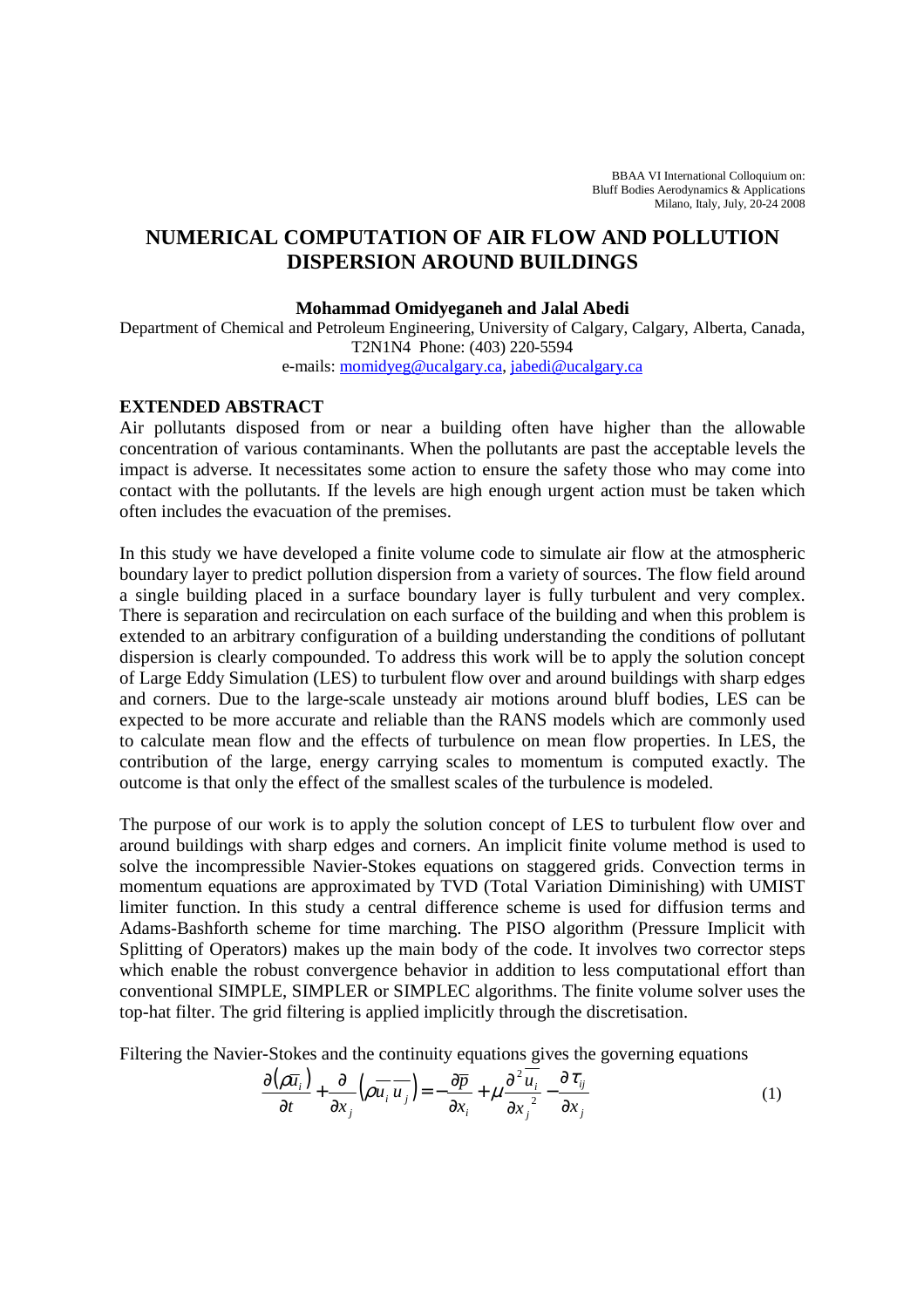BBAA VI International Colloquium on:
Bluff Bodies Aerodynamics & Applications
Milano, Italy, July, 20-24 2008

# NUMERICAL COMPUTATION OF AIR FLOW AND POLLUTION DISPERSION AROUND BUILDINGS

**Mohammad Omidyeganeh and Jalal Abedi**

Department of Chemical and Petroleum Engineering, University of Calgary, Calgary, Alberta, Canada, T2N1N4 Phone: (403) 220-5594
e-mails: momidyeg@ucalgary.ca, jabedi@ucalgary.ca

## EXTENDED ABSTRACT

Air pollutants disposed from or near a building often have higher than the allowable concentration of various contaminants. When the pollutants are past the acceptable levels the impact is adverse. It necessitates some action to ensure the safety those who may come into contact with the pollutants. If the levels are high enough urgent action must be taken which often includes the evacuation of the premises.

In this study we have developed a finite volume code to simulate air flow at the atmospheric boundary layer to predict pollution dispersion from a variety of sources. The flow field around a single building placed in a surface boundary layer is fully turbulent and very complex. There is separation and recirculation on each surface of the building and when this problem is extended to an arbitrary configuration of a building understanding the conditions of pollutant dispersion is clearly compounded. To address this work will be to apply the solution concept of Large Eddy Simulation (LES) to turbulent flow over and around buildings with sharp edges and corners. Due to the large-scale unsteady air motions around bluff bodies, LES can be expected to be more accurate and reliable than the RANS models which are commonly used to calculate mean flow and the effects of turbulence on mean flow properties. In LES, the contribution of the large, energy carrying scales to momentum is computed exactly. The outcome is that only the effect of the smallest scales of the turbulence is modeled.

The purpose of our work is to apply the solution concept of LES to turbulent flow over and around buildings with sharp edges and corners. An implicit finite volume method is used to solve the incompressible Navier-Stokes equations on staggered grids. Convection terms in momentum equations are approximated by TVD (Total Variation Diminishing) with UMIST limiter function. In this study a central difference scheme is used for diffusion terms and Adams-Bashforth scheme for time marching. The PISO algorithm (Pressure Implicit with Splitting of Operators) makes up the main body of the code. It involves two corrector steps which enable the robust convergence behavior in addition to less computational effort than conventional SIMPLE, SIMPLER or SIMPLEC algorithms. The finite volume solver uses the top-hat filter. The grid filtering is applied implicitly through the discretisation.

Filtering the Navier-Stokes and the continuity equations gives the governing equations

$$\frac{\partial(\rho\overline{u_i})}{\partial t}+\frac{\partial}{\partial x_j}\left(\rho\overline{u_i}\,\overline{u_j}\right)=-\frac{\partial\overline{p}}{\partial x_i}+\mu\frac{\partial^2\overline{u_i}}{\partial x_j{}^2}-\frac{\partial\tau_{ij}}{\partial x_j} \tag{1}$$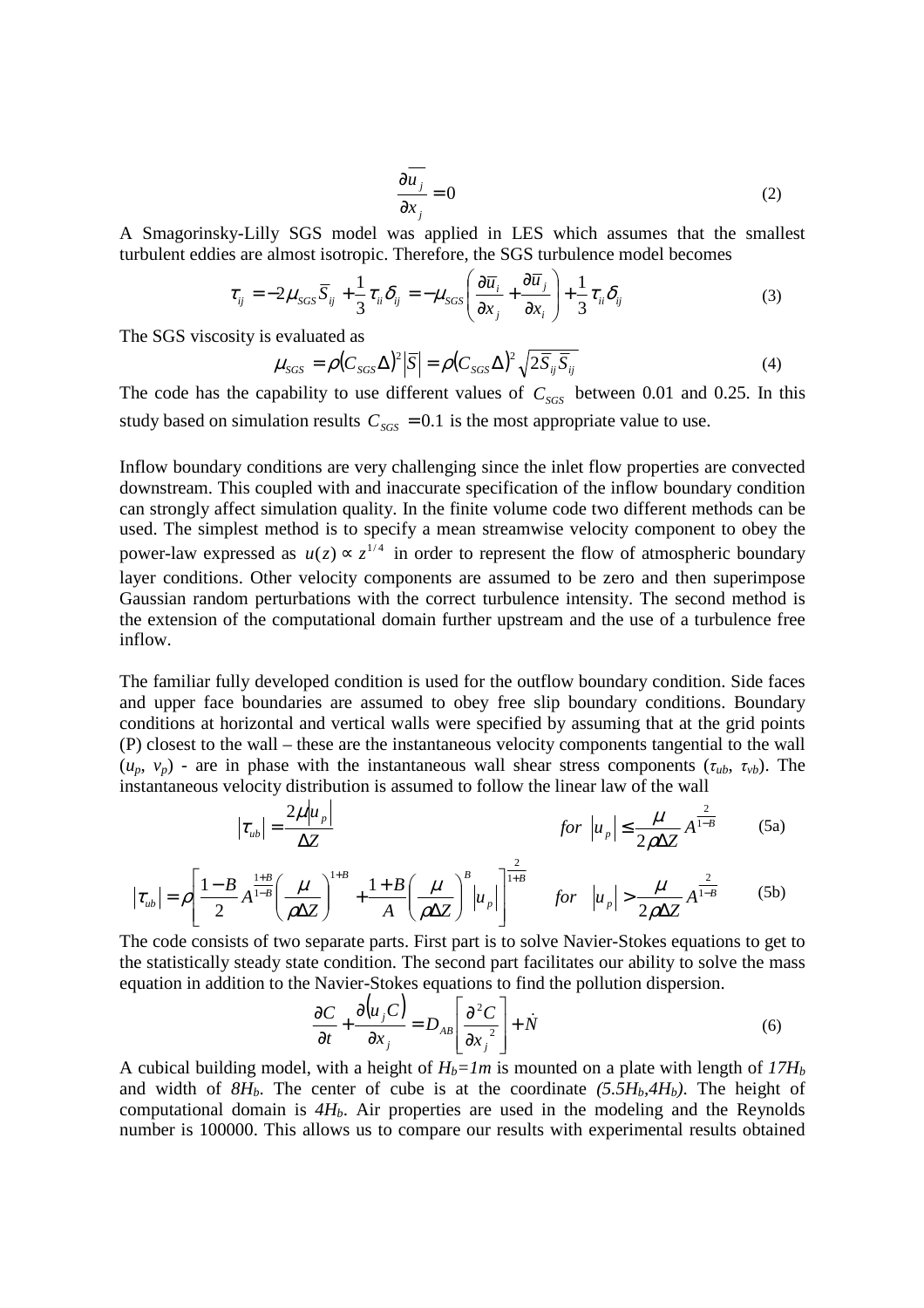$$\frac{\partial \overline{u_j}}{\partial x_j} = 0 \tag{2}$$

A Smagorinsky-Lilly SGS model was applied in LES which assumes that the smallest turbulent eddies are almost isotropic. Therefore, the SGS turbulence model becomes

$$\tau_{ij} = -2\mu_{SGS}\overline{S}_{ij} + \frac{1}{3}\tau_{ii}\delta_{ij} = -\mu_{SGS}\left(\frac{\partial \overline{u}_i}{\partial x_j} + \frac{\partial \overline{u}_j}{\partial x_i}\right) + \frac{1}{3}\tau_{ii}\delta_{ij} \tag{3}$$

The SGS viscosity is evaluated as

$$\mu_{SGS} = \rho (C_{SGS}\Delta)^2 \left|\overline{S}\right| = \rho (C_{SGS}\Delta)^2 \sqrt{2\overline{S}_{ij}\overline{S}_{ij}} \tag{4}$$

The code has the capability to use different values of $C_{SGS}$ between 0.01 and 0.25. In this study based on simulation results $C_{SGS} = 0.1$ is the most appropriate value to use.

Inflow boundary conditions are very challenging since the inlet flow properties are convected downstream. This coupled with and inaccurate specification of the inflow boundary condition can strongly affect simulation quality. In the finite volume code two different methods can be used. The simplest method is to specify a mean streamwise velocity component to obey the power-law expressed as $u(z) \propto z^{1/4}$ in order to represent the flow of atmospheric boundary layer conditions. Other velocity components are assumed to be zero and then superimpose Gaussian random perturbations with the correct turbulence intensity. The second method is the extension of the computational domain further upstream and the use of a turbulence free inflow.

The familiar fully developed condition is used for the outflow boundary condition. Side faces and upper face boundaries are assumed to obey free slip boundary conditions. Boundary conditions at horizontal and vertical walls were specified by assuming that at the grid points (P) closest to the wall – these are the instantaneous velocity components tangential to the wall ($u_p$, $v_p$) - are in phase with the instantaneous wall shear stress components ($\tau_{ub}$, $\tau_{vb}$). The instantaneous velocity distribution is assumed to follow the linear law of the wall

$$\left|\tau_{ub}\right| = \frac{2\mu\left|u_p\right|}{\Delta Z} \qquad for \;\; \left|u_p\right| \le \frac{\mu}{2\rho\Delta Z}A^{\frac{2}{1-B}} \tag{5a}$$

$$\left|\tau_{ub}\right| = \rho\left[\frac{1-B}{2}A^{\frac{1+B}{1-B}}\left(\frac{\mu}{\rho\Delta Z}\right)^{1+B} + \frac{1+B}{A}\left(\frac{\mu}{\rho\Delta Z}\right)^{B}\left|u_p\right|\right]^{\frac{2}{1+B}} \qquad for \;\; \left|u_p\right| > \frac{\mu}{2\rho\Delta Z}A^{\frac{2}{1-B}} \tag{5b}$$

The code consists of two separate parts. First part is to solve Navier-Stokes equations to get to the statistically steady state condition. The second part facilitates our ability to solve the mass equation in addition to the Navier-Stokes equations to find the pollution dispersion.

$$\frac{\partial C}{\partial t} + \frac{\partial (u_j C)}{\partial x_j} = D_{AB}\left[\frac{\partial^2 C}{\partial x_j^{\;2}}\right] + \dot{N} \tag{6}$$

A cubical building model, with a height of $H_b = 1m$ is mounted on a plate with length of $17H_b$ and width of $8H_b$. The center of cube is at the coordinate $(5.5H_b, 4H_b)$. The height of computational domain is $4H_b$. Air properties are used in the modeling and the Reynolds number is 100000. This allows us to compare our results with experimental results obtained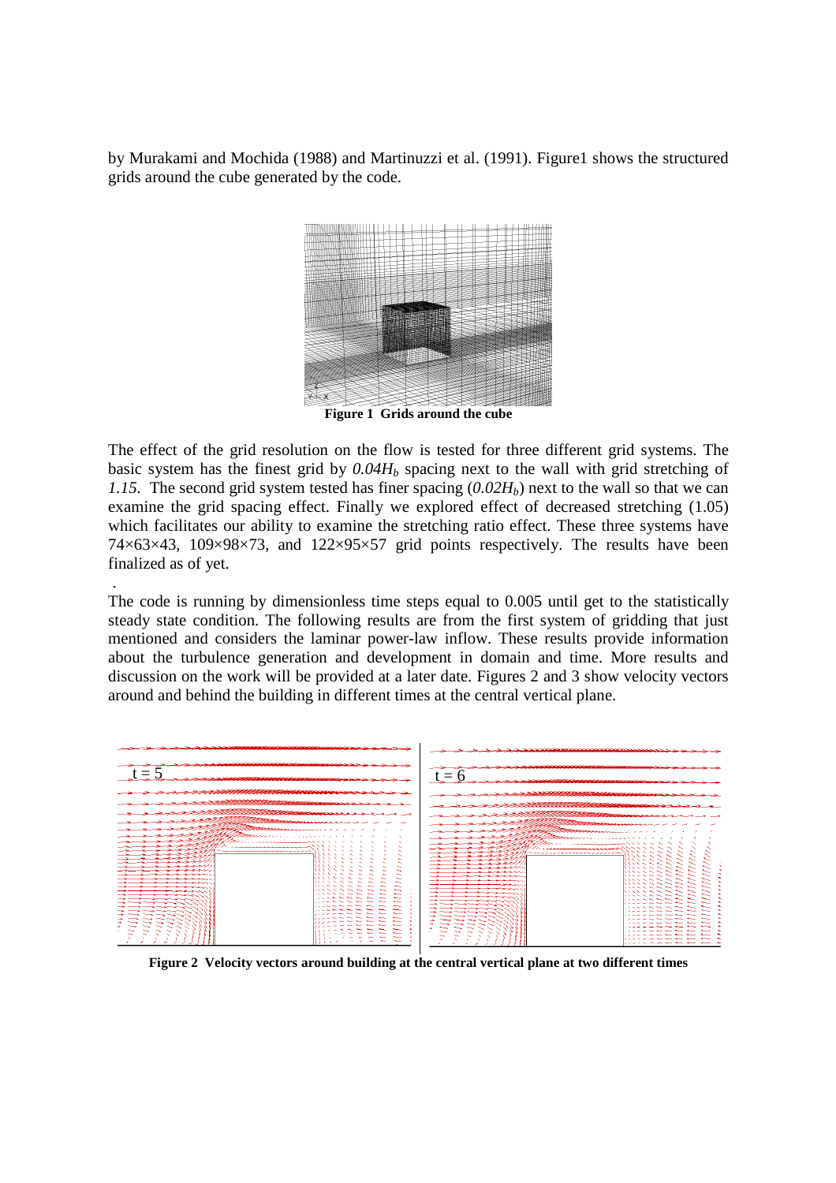by Murakami and Mochida (1988) and Martinuzzi et al. (1991). Figure1 shows the structured grids around the cube generated by the code.

**Figure 1 Grids around the cube**

The effect of the grid resolution on the flow is tested for three different grid systems. The basic system has the finest grid by $0.04H_b$ spacing next to the wall with grid stretching of *1.15.* The second grid system tested has finer spacing ($0.02H_b$) next to the wall so that we can examine the grid spacing effect. Finally we explored effect of decreased stretching (1.05) which facilitates our ability to examine the stretching ratio effect. These three systems have 74×63×43, 109×98×73, and 122×95×57 grid points respectively. The results have been finalized as of yet.

.

The code is running by dimensionless time steps equal to 0.005 until get to the statistically steady state condition. The following results are from the first system of gridding that just mentioned and considers the laminar power-law inflow. These results provide information about the turbulence generation and development in domain and time. More results and discussion on the work will be provided at a later date. Figures 2 and 3 show velocity vectors around and behind the building in different times at the central vertical plane.

t = 5

t = 6

**Figure 2 Velocity vectors around building at the central vertical plane at two different times**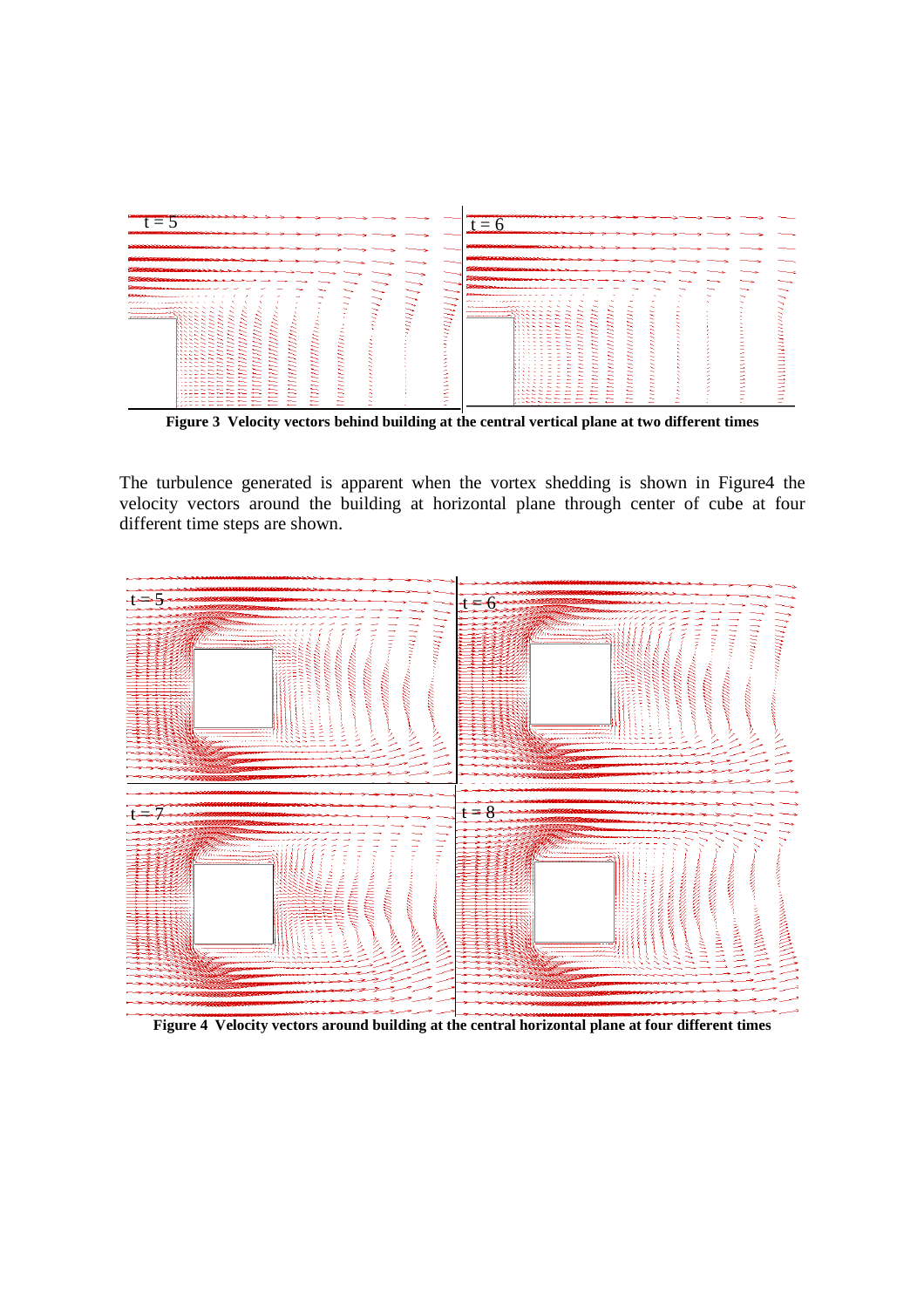t = 5

t = 6

**Figure 3 Velocity vectors behind building at the central vertical plane at two different times**

The turbulence generated is apparent when the vortex shedding is shown in Figure4 the velocity vectors around the building at horizontal plane through center of cube at four different time steps are shown.

t = 5

t = 6

t = 7

t = 8

**Figure 4 Velocity vectors around building at the central horizontal plane at four different times**